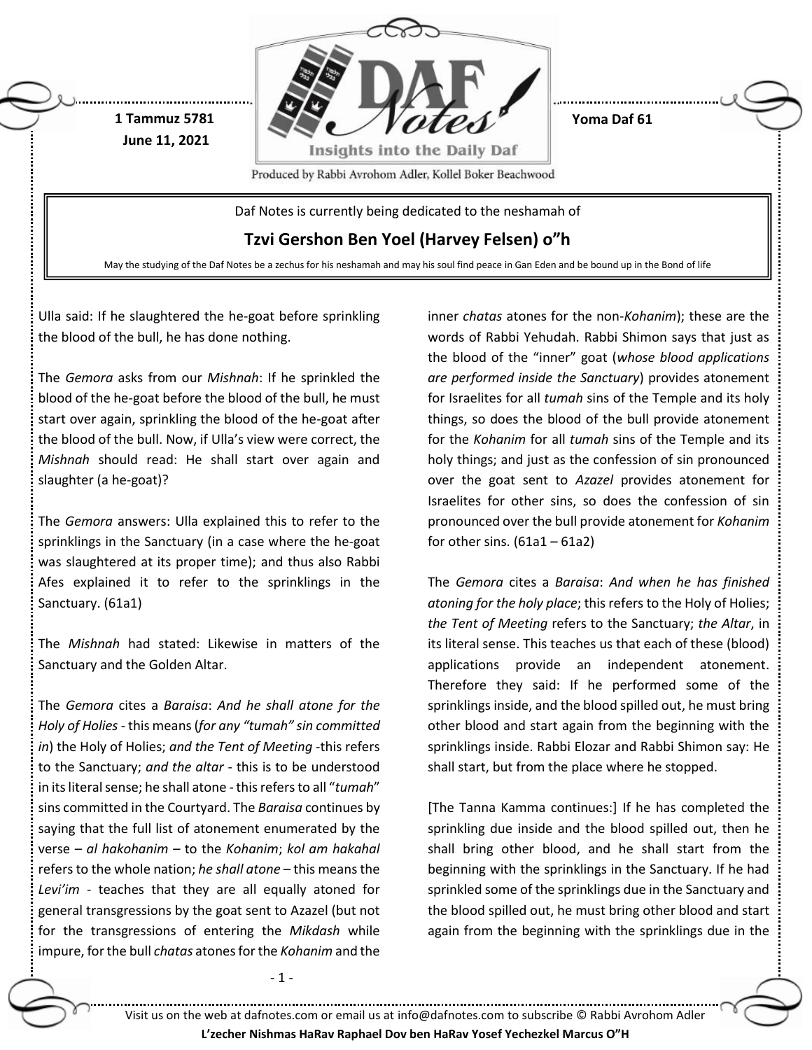1 Tammuz 5781
June 11, 2021

Yoma Daf 61

Daf Notes is currently being dedicated to the neshamah of

## Tzvi Gershon Ben Yoel (Harvey Felsen) o"h

May the studying of the Daf Notes be a zechus for his neshamah and may his soul find peace in Gan Eden and be bound up in the Bond of life

Ulla said: If he slaughtered the he-goat before sprinkling the blood of the bull, he has done nothing.

The *Gemora* asks from our *Mishnah*: If he sprinkled the blood of the he-goat before the blood of the bull, he must start over again, sprinkling the blood of the he-goat after the blood of the bull. Now, if Ulla's view were correct, the *Mishnah* should read: He shall start over again and slaughter (a he-goat)?

The *Gemora* answers: Ulla explained this to refer to the sprinklings in the Sanctuary (in a case where the he-goat was slaughtered at its proper time); and thus also Rabbi Afes explained it to refer to the sprinklings in the Sanctuary. (61a1)

The *Mishnah* had stated: Likewise in matters of the Sanctuary and the Golden Altar.

The *Gemora* cites a *Baraisa*: *And he shall atone for the Holy of Holies* - this means (*for any "tumah" sin committed in*) the Holy of Holies; *and the Tent of Meeting* -this refers to the Sanctuary; *and the altar* - this is to be understood in its literal sense; he shall atone - this refers to all "*tumah*" sins committed in the Courtyard. The *Baraisa* continues by saying that the full list of atonement enumerated by the verse – *al hakohanim* – to the *Kohanim*; *kol am hakahal* refers to the whole nation; *he shall atone* – this means the *Levi'im* - teaches that they are all equally atoned for general transgressions by the goat sent to Azazel (but not for the transgressions of entering the *Mikdash* while impure, for the bull *chatas* atones for the *Kohanim* and the inner *chatas* atones for the non-*Kohanim*); these are the words of Rabbi Yehudah. Rabbi Shimon says that just as the blood of the "inner" goat (*whose blood applications are performed inside the Sanctuary*) provides atonement for Israelites for all *tumah* sins of the Temple and its holy things, so does the blood of the bull provide atonement for the *Kohanim* for all *tumah* sins of the Temple and its holy things; and just as the confession of sin pronounced over the goat sent to *Azazel* provides atonement for Israelites for other sins, so does the confession of sin pronounced over the bull provide atonement for *Kohanim* for other sins. (61a1 – 61a2)

The *Gemora* cites a *Baraisa*: *And when he has finished atoning for the holy place*; this refers to the Holy of Holies; *the Tent of Meeting* refers to the Sanctuary; *the Altar*, in its literal sense. This teaches us that each of these (blood) applications provide an independent atonement. Therefore they said: If he performed some of the sprinklings inside, and the blood spilled out, he must bring other blood and start again from the beginning with the sprinklings inside. Rabbi Elozar and Rabbi Shimon say: He shall start, but from the place where he stopped.

[The Tanna Kamma continues:] If he has completed the sprinkling due inside and the blood spilled out, then he shall bring other blood, and he shall start from the beginning with the sprinklings in the Sanctuary. If he had sprinkled some of the sprinklings due in the Sanctuary and the blood spilled out, he must bring other blood and start again from the beginning with the sprinklings due in the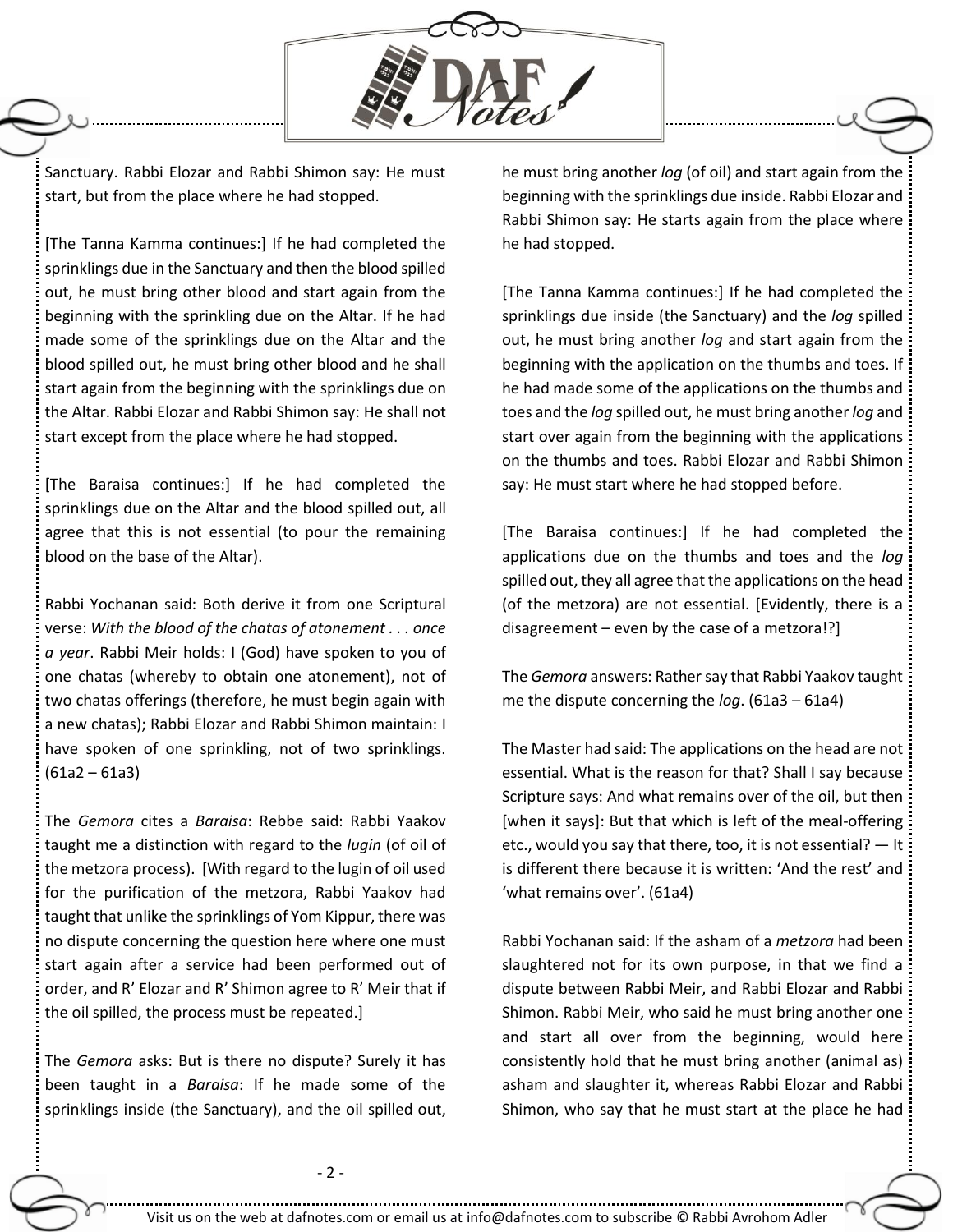Sanctuary. Rabbi Elozar and Rabbi Shimon say: He must start, but from the place where he had stopped.

[The Tanna Kamma continues:] If he had completed the sprinklings due in the Sanctuary and then the blood spilled out, he must bring other blood and start again from the beginning with the sprinkling due on the Altar. If he had made some of the sprinklings due on the Altar and the blood spilled out, he must bring other blood and he shall start again from the beginning with the sprinklings due on the Altar. Rabbi Elozar and Rabbi Shimon say: He shall not start except from the place where he had stopped.

[The Baraisa continues:] If he had completed the sprinklings due on the Altar and the blood spilled out, all agree that this is not essential (to pour the remaining blood on the base of the Altar).

Rabbi Yochanan said: Both derive it from one Scriptural verse: *With the blood of the chatas of atonement . . . once a year*. Rabbi Meir holds: I (God) have spoken to you of one chatas (whereby to obtain one atonement), not of two chatas offerings (therefore, he must begin again with a new chatas); Rabbi Elozar and Rabbi Shimon maintain: I have spoken of one sprinkling, not of two sprinklings. (61a2 – 61a3)

The *Gemora* cites a *Baraisa*: Rebbe said: Rabbi Yaakov taught me a distinction with regard to the *lugin* (of oil of the metzora process). [With regard to the lugin of oil used for the purification of the metzora, Rabbi Yaakov had taught that unlike the sprinklings of Yom Kippur, there was no dispute concerning the question here where one must start again after a service had been performed out of order, and R' Elozar and R' Shimon agree to R' Meir that if the oil spilled, the process must be repeated.]

The *Gemora* asks: But is there no dispute? Surely it has been taught in a *Baraisa*: If he made some of the sprinklings inside (the Sanctuary), and the oil spilled out, he must bring another *log* (of oil) and start again from the beginning with the sprinklings due inside. Rabbi Elozar and Rabbi Shimon say: He starts again from the place where he had stopped.

[The Tanna Kamma continues:] If he had completed the sprinklings due inside (the Sanctuary) and the *log* spilled out, he must bring another *log* and start again from the beginning with the application on the thumbs and toes. If he had made some of the applications on the thumbs and toes and the *log* spilled out, he must bring another *log* and start over again from the beginning with the applications on the thumbs and toes. Rabbi Elozar and Rabbi Shimon say: He must start where he had stopped before.

[The Baraisa continues:] If he had completed the applications due on the thumbs and toes and the *log* spilled out, they all agree that the applications on the head (of the metzora) are not essential. [Evidently, there is a disagreement – even by the case of a metzora!?]

The *Gemora* answers: Rather say that Rabbi Yaakov taught me the dispute concerning the *log*. (61a3 – 61a4)

The Master had said: The applications on the head are not essential. What is the reason for that? Shall I say because Scripture says: And what remains over of the oil, but then [when it says]: But that which is left of the meal-offering etc., would you say that there, too, it is not essential? — It is different there because it is written: 'And the rest' and 'what remains over'. (61a4)

Rabbi Yochanan said: If the asham of a *metzora* had been slaughtered not for its own purpose, in that we find a dispute between Rabbi Meir, and Rabbi Elozar and Rabbi Shimon. Rabbi Meir, who said he must bring another one and start all over from the beginning, would here consistently hold that he must bring another (animal as) asham and slaughter it, whereas Rabbi Elozar and Rabbi Shimon, who say that he must start at the place he had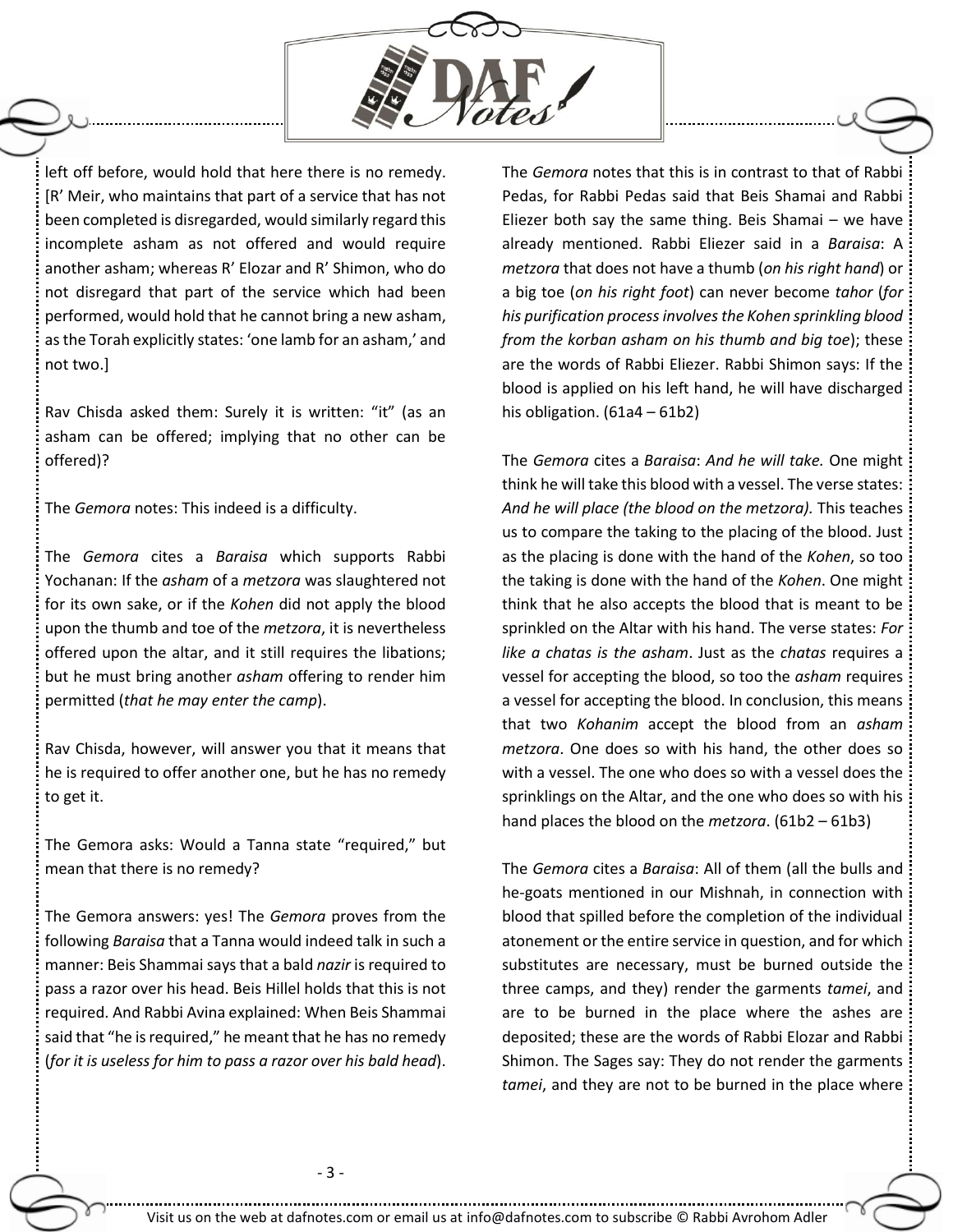left off before, would hold that here there is no remedy. [R' Meir, who maintains that part of a service that has not been completed is disregarded, would similarly regard this incomplete asham as not offered and would require another asham; whereas R' Elozar and R' Shimon, who do not disregard that part of the service which had been performed, would hold that he cannot bring a new asham, as the Torah explicitly states: 'one lamb for an asham,' and not two.]

Rav Chisda asked them: Surely it is written: "it" (as an asham can be offered; implying that no other can be offered)?

The *Gemora* notes: This indeed is a difficulty.

The *Gemora* cites a *Baraisa* which supports Rabbi Yochanan: If the *asham* of a *metzora* was slaughtered not for its own sake, or if the *Kohen* did not apply the blood upon the thumb and toe of the *metzora*, it is nevertheless offered upon the altar, and it still requires the libations; but he must bring another *asham* offering to render him permitted (*that he may enter the camp*).

Rav Chisda, however, will answer you that it means that he is required to offer another one, but he has no remedy to get it.

The Gemora asks: Would a Tanna state "required," but mean that there is no remedy?

The Gemora answers: yes! The *Gemora* proves from the following *Baraisa* that a Tanna would indeed talk in such a manner: Beis Shammai says that a bald *nazir* is required to pass a razor over his head. Beis Hillel holds that this is not required. And Rabbi Avina explained: When Beis Shammai said that "he is required," he meant that he has no remedy (*for it is useless for him to pass a razor over his bald head*).

The *Gemora* notes that this is in contrast to that of Rabbi Pedas, for Rabbi Pedas said that Beis Shamai and Rabbi Eliezer both say the same thing. Beis Shamai – we have already mentioned. Rabbi Eliezer said in a *Baraisa*: A *metzora* that does not have a thumb (*on his right hand*) or a big toe (*on his right foot*) can never become *tahor* (*for his purification process involves the Kohen sprinkling blood from the korban asham on his thumb and big toe*); these are the words of Rabbi Eliezer. Rabbi Shimon says: If the blood is applied on his left hand, he will have discharged his obligation. (61a4 – 61b2)

The *Gemora* cites a *Baraisa*: *And he will take.* One might think he will take this blood with a vessel. The verse states: *And he will place (the blood on the metzora).* This teaches us to compare the taking to the placing of the blood. Just as the placing is done with the hand of the *Kohen*, so too the taking is done with the hand of the *Kohen*. One might think that he also accepts the blood that is meant to be sprinkled on the Altar with his hand. The verse states: *For like a chatas is the asham*. Just as the *chatas* requires a vessel for accepting the blood, so too the *asham* requires a vessel for accepting the blood. In conclusion, this means that two *Kohanim* accept the blood from an *asham metzora*. One does so with his hand, the other does so with a vessel. The one who does so with a vessel does the sprinklings on the Altar, and the one who does so with his hand places the blood on the *metzora*. (61b2 – 61b3)

The *Gemora* cites a *Baraisa*: All of them (all the bulls and he-goats mentioned in our Mishnah, in connection with blood that spilled before the completion of the individual atonement or the entire service in question, and for which substitutes are necessary, must be burned outside the three camps, and they) render the garments *tamei*, and are to be burned in the place where the ashes are deposited; these are the words of Rabbi Elozar and Rabbi Shimon. The Sages say: They do not render the garments *tamei*, and they are not to be burned in the place where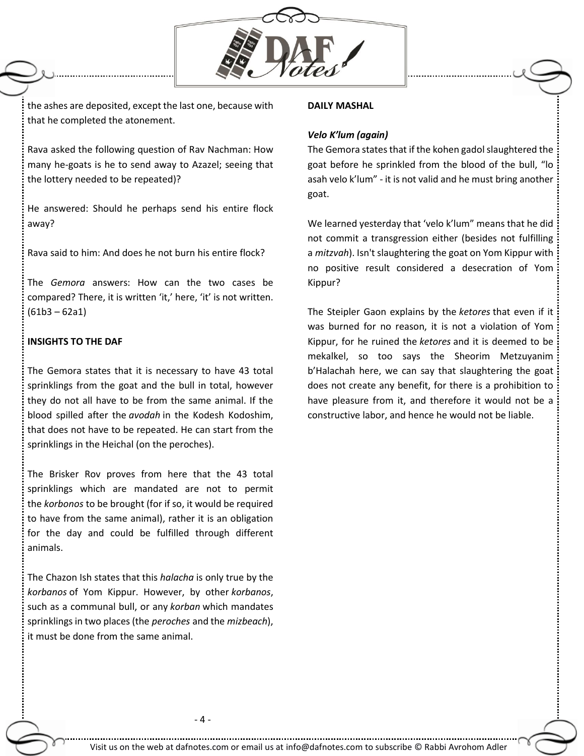the ashes are deposited, except the last one, because with that he completed the atonement.

Rava asked the following question of Rav Nachman: How many he-goats is he to send away to Azazel; seeing that the lottery needed to be repeated)?

He answered: Should he perhaps send his entire flock away?

Rava said to him: And does he not burn his entire flock?

The *Gemora* answers: How can the two cases be compared? There, it is written 'it,' here, 'it' is not written. (61b3 – 62a1)

**INSIGHTS TO THE DAF**

The Gemora states that it is necessary to have 43 total sprinklings from the goat and the bull in total, however they do not all have to be from the same animal. If the blood spilled after the *avodah* in the Kodesh Kodoshim, that does not have to be repeated. He can start from the sprinklings in the Heichal (on the peroches).

The Brisker Rov proves from here that the 43 total sprinklings which are mandated are not to permit the *korbonos* to be brought (for if so, it would be required to have from the same animal), rather it is an obligation for the day and could be fulfilled through different animals.

The Chazon Ish states that this *halacha* is only true by the *korbanos* of Yom Kippur. However, by other *korbanos*, such as a communal bull, or any *korban* which mandates sprinklings in two places (the *peroches* and the *mizbeach*), it must be done from the same animal.

**DAILY MASHAL**

***Velo K'lum (again)***

The Gemora states that if the kohen gadol slaughtered the goat before he sprinkled from the blood of the bull, "lo asah velo k'lum" - it is not valid and he must bring another goat.

We learned yesterday that 'velo k'lum" means that he did not commit a transgression either (besides not fulfilling a *mitzvah*). Isn't slaughtering the goat on Yom Kippur with no positive result considered a desecration of Yom Kippur?

The Steipler Gaon explains by the *ketores* that even if it was burned for no reason, it is not a violation of Yom Kippur, for he ruined the *ketores* and it is deemed to be mekalkel, so too says the Sheorim Metzuyanim b'Halachah here, we can say that slaughtering the goat does not create any benefit, for there is a prohibition to have pleasure from it, and therefore it would not be a constructive labor, and hence he would not be liable.